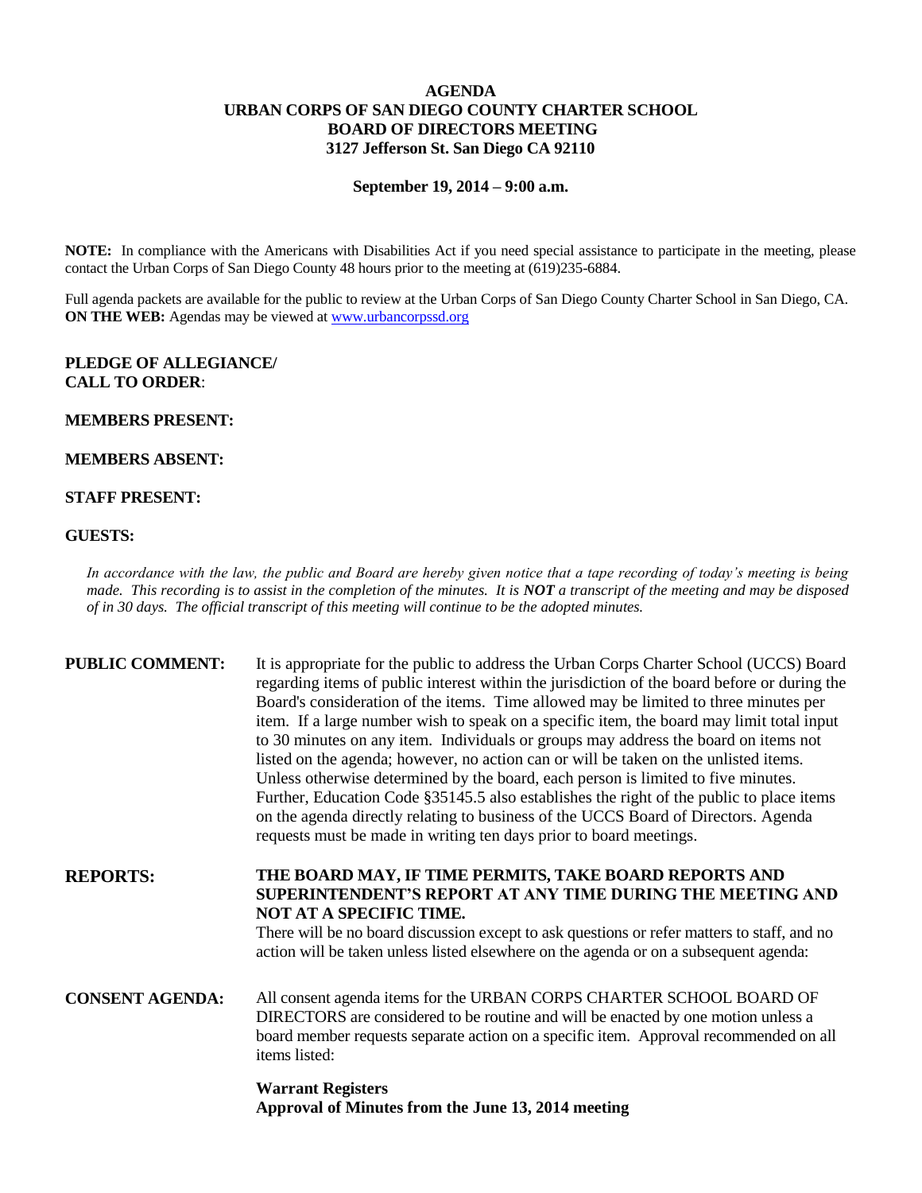# AGENDA
## URBAN CORPS OF SAN DIEGO COUNTY CHARTER SCHOOL
## BOARD OF DIRECTORS MEETING
## 3127 Jefferson St. San Diego CA 92110

**September 19, 2014 – 9:00 a.m.**

**NOTE:** In compliance with the Americans with Disabilities Act if you need special assistance to participate in the meeting, please contact the Urban Corps of San Diego County 48 hours prior to the meeting at (619)235-6884.

Full agenda packets are available for the public to review at the Urban Corps of San Diego County Charter School in San Diego, CA.
**ON THE WEB:** Agendas may be viewed at www.urbancorpssd.org

**PLEDGE OF ALLEGIANCE/**
**CALL TO ORDER**:

**MEMBERS PRESENT:**

**MEMBERS ABSENT:**

**STAFF PRESENT:**

**GUESTS:**

*In accordance with the law, the public and Board are hereby given notice that a tape recording of today's meeting is being made. This recording is to assist in the completion of the minutes. It is **NOT** a transcript of the meeting and may be disposed of in 30 days. The official transcript of this meeting will continue to be the adopted minutes.*

**PUBLIC COMMENT:** It is appropriate for the public to address the Urban Corps Charter School (UCCS) Board regarding items of public interest within the jurisdiction of the board before or during the Board's consideration of the items. Time allowed may be limited to three minutes per item. If a large number wish to speak on a specific item, the board may limit total input to 30 minutes on any item. Individuals or groups may address the board on items not listed on the agenda; however, no action can or will be taken on the unlisted items. Unless otherwise determined by the board, each person is limited to five minutes. Further, Education Code §35145.5 also establishes the right of the public to place items on the agenda directly relating to business of the UCCS Board of Directors. Agenda requests must be made in writing ten days prior to board meetings.

**REPORTS:** **THE BOARD MAY, IF TIME PERMITS, TAKE BOARD REPORTS AND SUPERINTENDENT'S REPORT AT ANY TIME DURING THE MEETING AND NOT AT A SPECIFIC TIME.**
There will be no board discussion except to ask questions or refer matters to staff, and no action will be taken unless listed elsewhere on the agenda or on a subsequent agenda:

**CONSENT AGENDA:** All consent agenda items for the URBAN CORPS CHARTER SCHOOL BOARD OF DIRECTORS are considered to be routine and will be enacted by one motion unless a board member requests separate action on a specific item. Approval recommended on all items listed:

**Warrant Registers**
**Approval of Minutes from the June 13, 2014 meeting**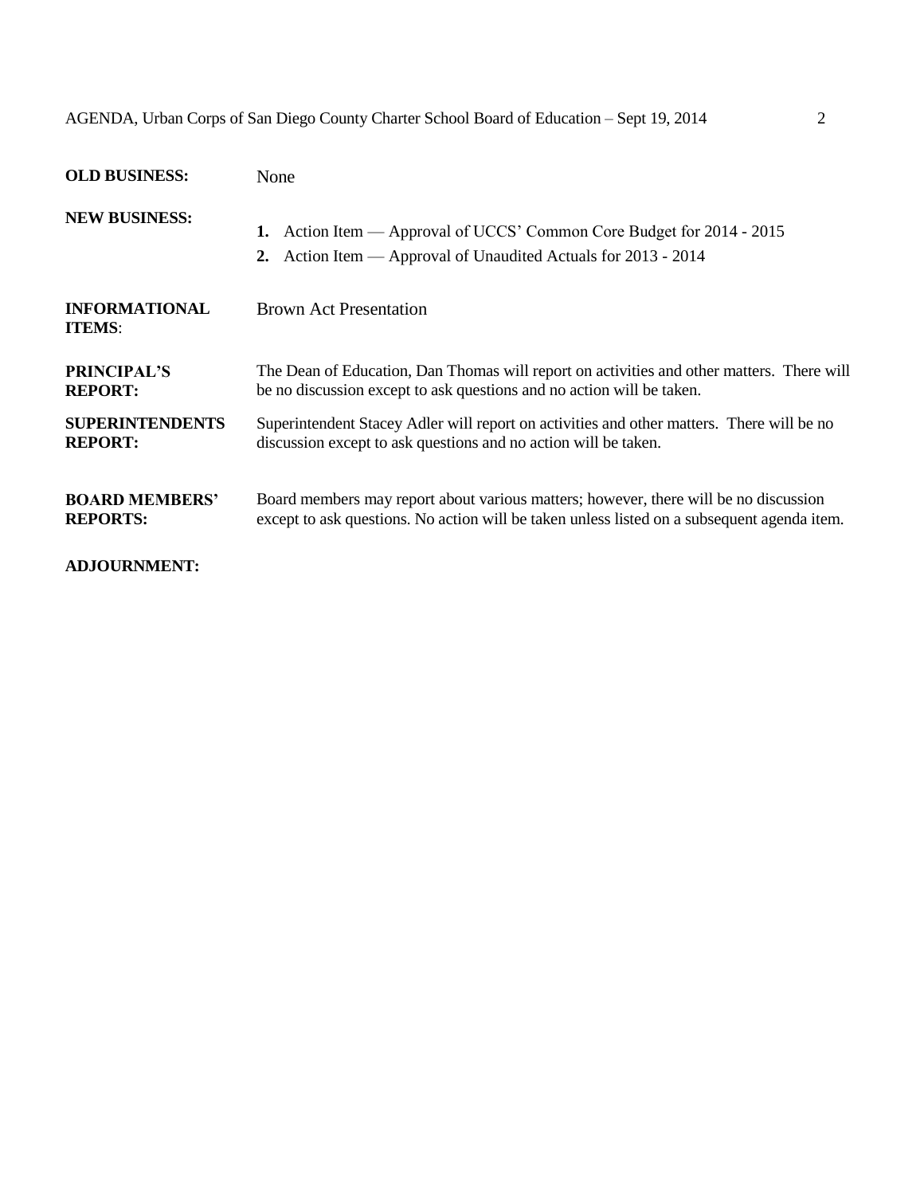**OLD BUSINESS:** None

**NEW BUSINESS:**

1. Action Item — Approval of UCCS' Common Core Budget for 2014 - 2015
2. Action Item — Approval of Unaudited Actuals for 2013 - 2014

**INFORMATIONAL ITEMS**: Brown Act Presentation

**PRINCIPAL'S REPORT:** The Dean of Education, Dan Thomas will report on activities and other matters. There will be no discussion except to ask questions and no action will be taken.

**SUPERINTENDENTS REPORT:** Superintendent Stacey Adler will report on activities and other matters. There will be no discussion except to ask questions and no action will be taken.

**BOARD MEMBERS' REPORTS:** Board members may report about various matters; however, there will be no discussion except to ask questions. No action will be taken unless listed on a subsequent agenda item.

**ADJOURNMENT:**